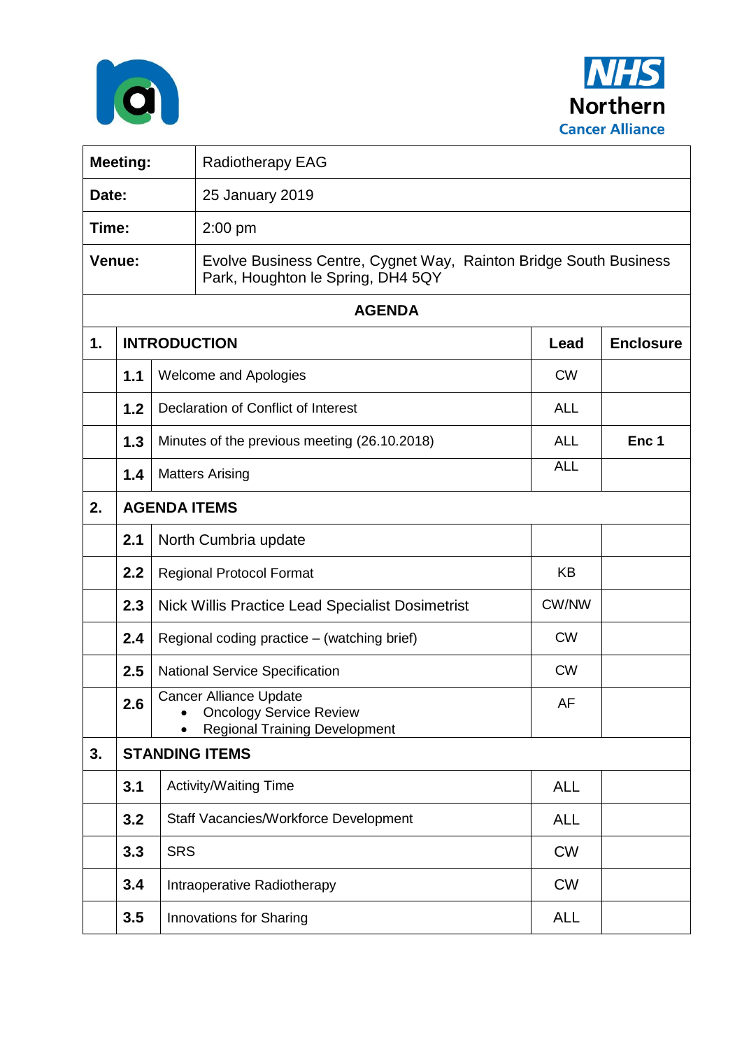NHS Northern Cancer Alliance

| | |
|---|---|
| **Meeting:** | Radiotherapy EAG |
| **Date:** | 25 January 2019 |
| **Time:** | 2:00 pm |
| **Venue:** | Evolve Business Centre, Cygnet Way, Rainton Bridge South Business Park, Houghton le Spring, DH4 5QY |

**AGENDA**

| | | | Lead | Enclosure |
|---|---|---|---|---|
| **1.** | **INTRODUCTION** | | **Lead** | **Enclosure** |
| | **1.1** | Welcome and Apologies | CW | |
| | **1.2** | Declaration of Conflict of Interest | ALL | |
| | **1.3** | Minutes of the previous meeting (26.10.2018) | ALL | **Enc 1** |
| | **1.4** | Matters Arising | ALL | |
| **2.** | **AGENDA ITEMS** | | | |
| | **2.1** | North Cumbria update | | |
| | **2.2** | Regional Protocol Format | KB | |
| | **2.3** | Nick Willis Practice Lead Specialist Dosimetrist | CW/NW | |
| | **2.4** | Regional coding practice – (watching brief) | CW | |
| | **2.5** | National Service Specification | CW | |
| | **2.6** | Cancer Alliance Update<br>• Oncology Service Review<br>• Regional Training Development | AF | |
| **3.** | **STANDING ITEMS** | | | |
| | **3.1** | Activity/Waiting Time | ALL | |
| | **3.2** | Staff Vacancies/Workforce Development | ALL | |
| | **3.3** | SRS | CW | |
| | **3.4** | Intraoperative Radiotherapy | CW | |
| | **3.5** | Innovations for Sharing | ALL | |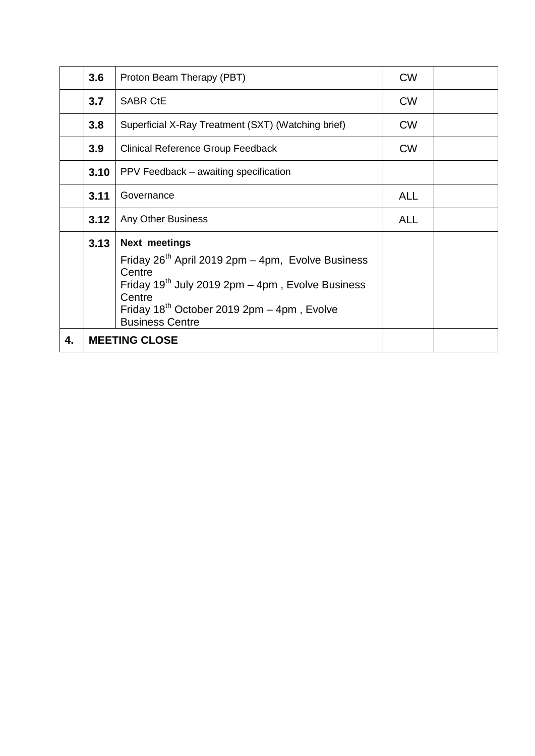| | | | | |
|---|---|---|---|---|
| | **3.6** | Proton Beam Therapy (PBT) | CW | |
| | **3.7** | SABR CtE | CW | |
| | **3.8** | Superficial X-Ray Treatment (SXT) (Watching brief) | CW | |
| | **3.9** | Clinical Reference Group Feedback | CW | |
| | **3.10** | PPV Feedback – awaiting specification | | |
| | **3.11** | Governance | ALL | |
| | **3.12** | Any Other Business | ALL | |
| | **3.13** | **Next meetings**<br>Friday 26th April 2019 2pm – 4pm, Evolve Business Centre<br>Friday 19th July 2019 2pm – 4pm , Evolve Business Centre<br>Friday 18th October 2019 2pm – 4pm , Evolve Business Centre | | |
| **4.** | **MEETING CLOSE** | | | |